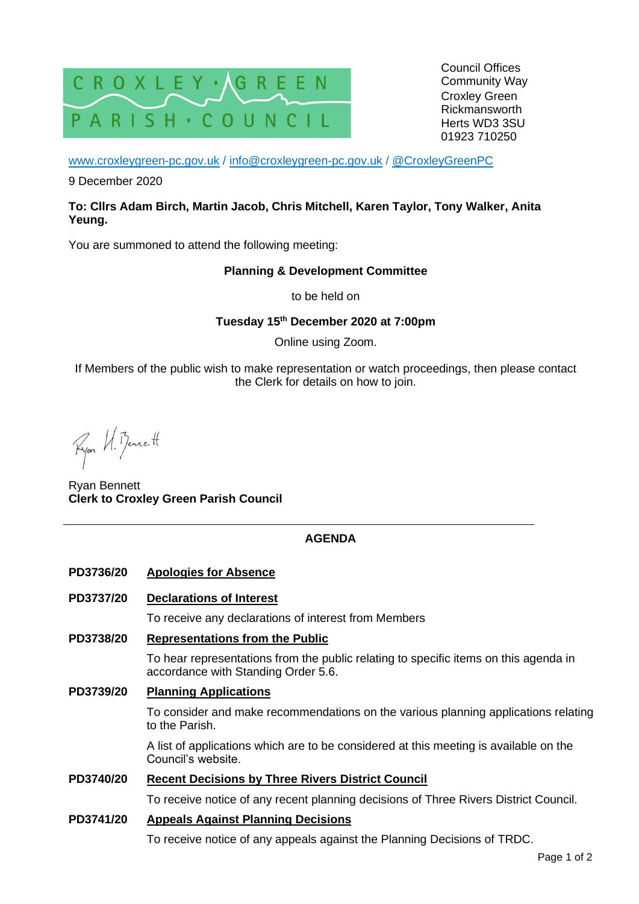CROXLEY · GREEN
PARISH · COUNCIL

Council Offices
Community Way
Croxley Green
Rickmansworth
Herts WD3 3SU
01923 710250

www.croxleygreen-pc.gov.uk / info@croxleygreen-pc.gov.uk / @CroxleyGreenPC

9 December 2020

**To: Cllrs Adam Birch, Martin Jacob, Chris Mitchell, Karen Taylor, Tony Walker, Anita Yeung.**

You are summoned to attend the following meeting:

**Planning & Development Committee**

to be held on

**Tuesday 15th December 2020 at 7:00pm**

Online using Zoom.

If Members of the public wish to make representation or watch proceedings, then please contact the Clerk for details on how to join.

Ryan Bennett
**Clerk to Croxley Green Parish Council**

---

## AGENDA

**PD3736/20** **Apologies for Absence**

**PD3737/20** **Declarations of Interest**

To receive any declarations of interest from Members

**PD3738/20** **Representations from the Public**

To hear representations from the public relating to specific items on this agenda in accordance with Standing Order 5.6.

**PD3739/20** **Planning Applications**

To consider and make recommendations on the various planning applications relating to the Parish.

A list of applications which are to be considered at this meeting is available on the Council's website.

**PD3740/20** **Recent Decisions by Three Rivers District Council**

To receive notice of any recent planning decisions of Three Rivers District Council.

**PD3741/20** **Appeals Against Planning Decisions**

To receive notice of any appeals against the Planning Decisions of TRDC.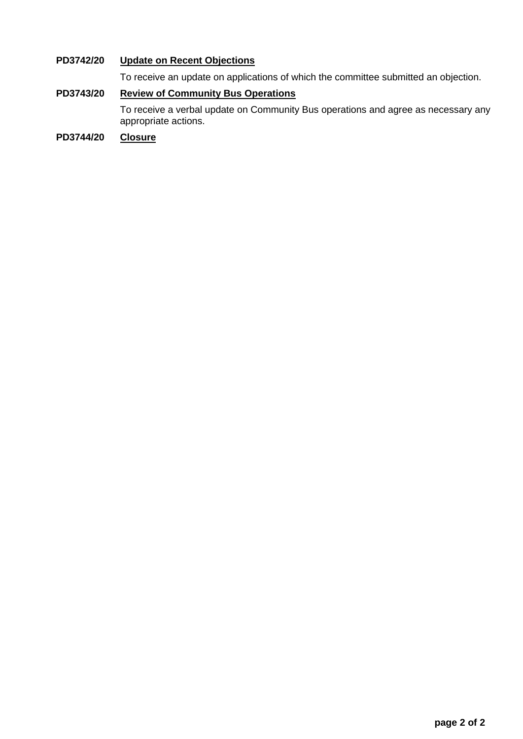**PD3742/20** **Update on Recent Objections**

To receive an update on applications of which the committee submitted an objection.

**PD3743/20** **Review of Community Bus Operations**

To receive a verbal update on Community Bus operations and agree as necessary any appropriate actions.

**PD3744/20** **Closure**